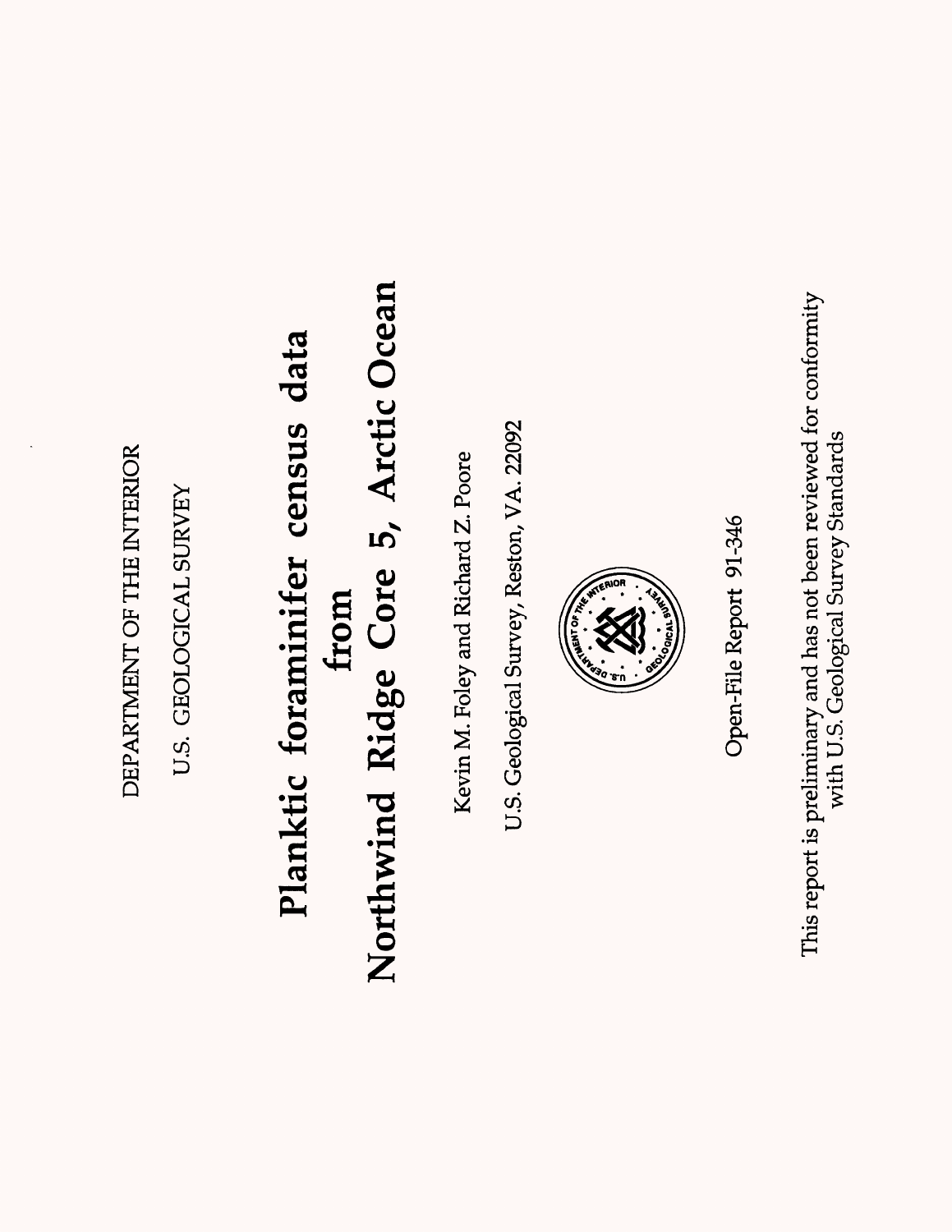DEPARTMENT OF THE INTERIOR

U.S. GEOLOGICAL SURVEY

# Planktic foraminifer census data from Northwind Ridge Core 5, Arctic Ocean

Kevin M. Foley and Richard Z. Poore

U.S. Geological Survey, Reston, VA. 22092

Open-File Report 91-346

This report is preliminary and has not been reviewed for conformity with U.S. Geological Survey Standards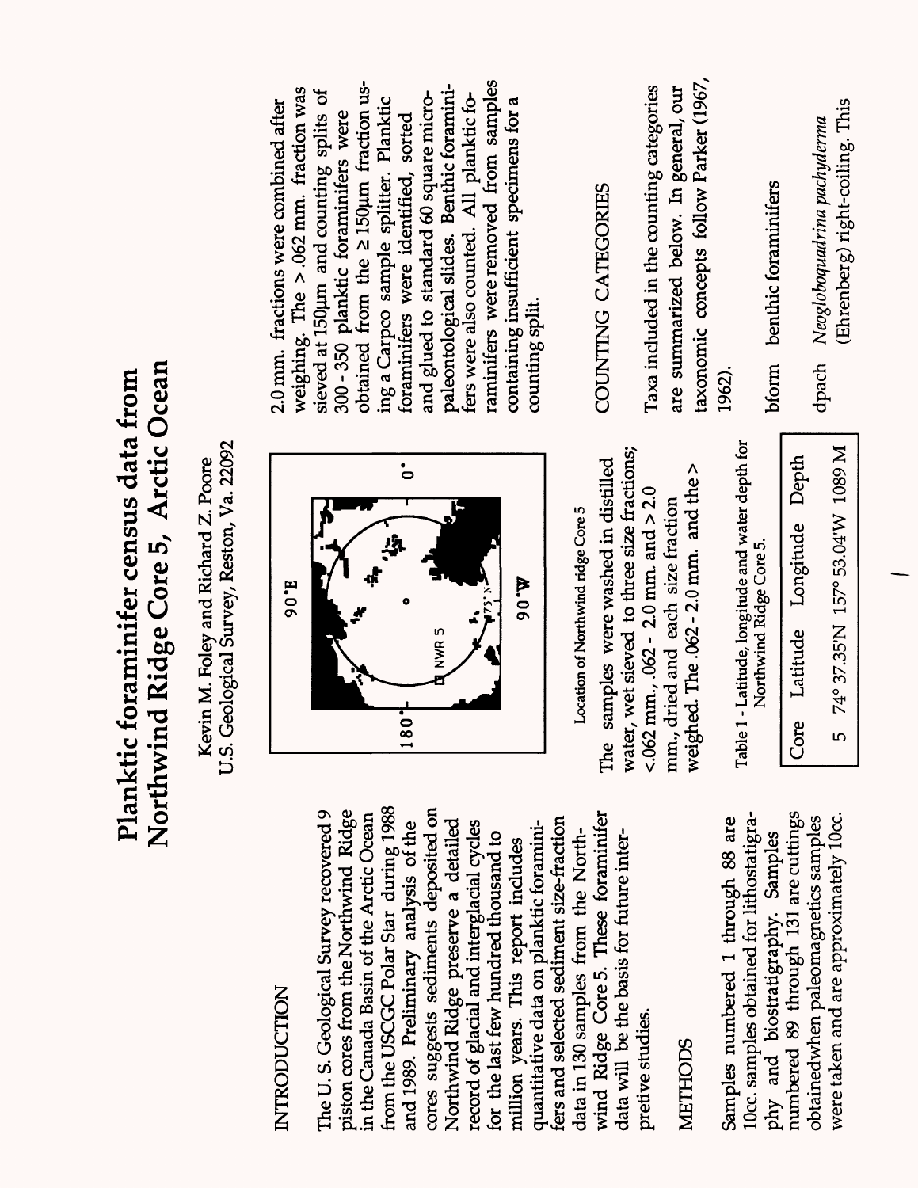# Planktic foraminifer census data from Northwind Ridge Core 5, Arctic Ocean

Kevin M. Foley and Richard Z. Poore
U.S. Geological Survey, Reston, Va. 22092

## INTRODUCTION

The U. S. Geological Survey recovered 9 piston cores from the Northwind Ridge in the Canada Basin of the Arctic Ocean from the USCGC Polar Star during 1988 and 1989. Preliminary analysis of the cores suggests sediments deposited on Northwind Ridge preserve a detailed record of glacial and interglacial cycles for the last few hundred thousand to million years. This report includes quantitative data on planktic foraminifers and selected sediment size-fraction data in 130 samples from the Northwind Ridge Core 5. These foraminifer data will be the basis for future interpretive studies.

## METHODS

Samples numbered 1 through 88 are 10cc. samples obtained for lithostatigraphy and biostratigraphy. Samples numbered 89 through 131 are cuttings obtainedwhen paleomagnetics samples were taken and are approximately 10cc.

Location of Northwind ridge Core 5

The samples were washed in distilled water, wet sieved to three size fractions; <.062 mm., .062 - 2.0 mm. and > 2.0 mm., dried and each size fraction weighed. The .062 - 2.0 mm. and the > 2.0 mm. fractions were combined after weighing. The > .062 mm. fraction was sieved at 150µm and counting splits of 300 - 350 planktic foraminifers were obtained from the ≥ 150µm fraction using a Carpco sample splitter. Planktic foraminifers were identified, sorted and glued to standard 60 square micropaleontological slides. Benthic foraminifers were also counted. All planktic foraminifers were removed from samples containing insufficient specimens for a counting split.

Table 1 - Latitude, longitude and water depth for Northwind Ridge Core 5.

| Core | Latitude | Longitude | Depth |
|---|---|---|---|
| 5 | 74° 37.35'N | 157° 53.04'W | 1089 M |

## COUNTING CATEGORIES

Taxa included in the counting categories are summarized below. In general, our taxonomic concepts follow Parker (1967, 1962).

bform benthic foraminifers

dpach *Neogloboquadrina pachyderma* (Ehrenberg) right-coiling. This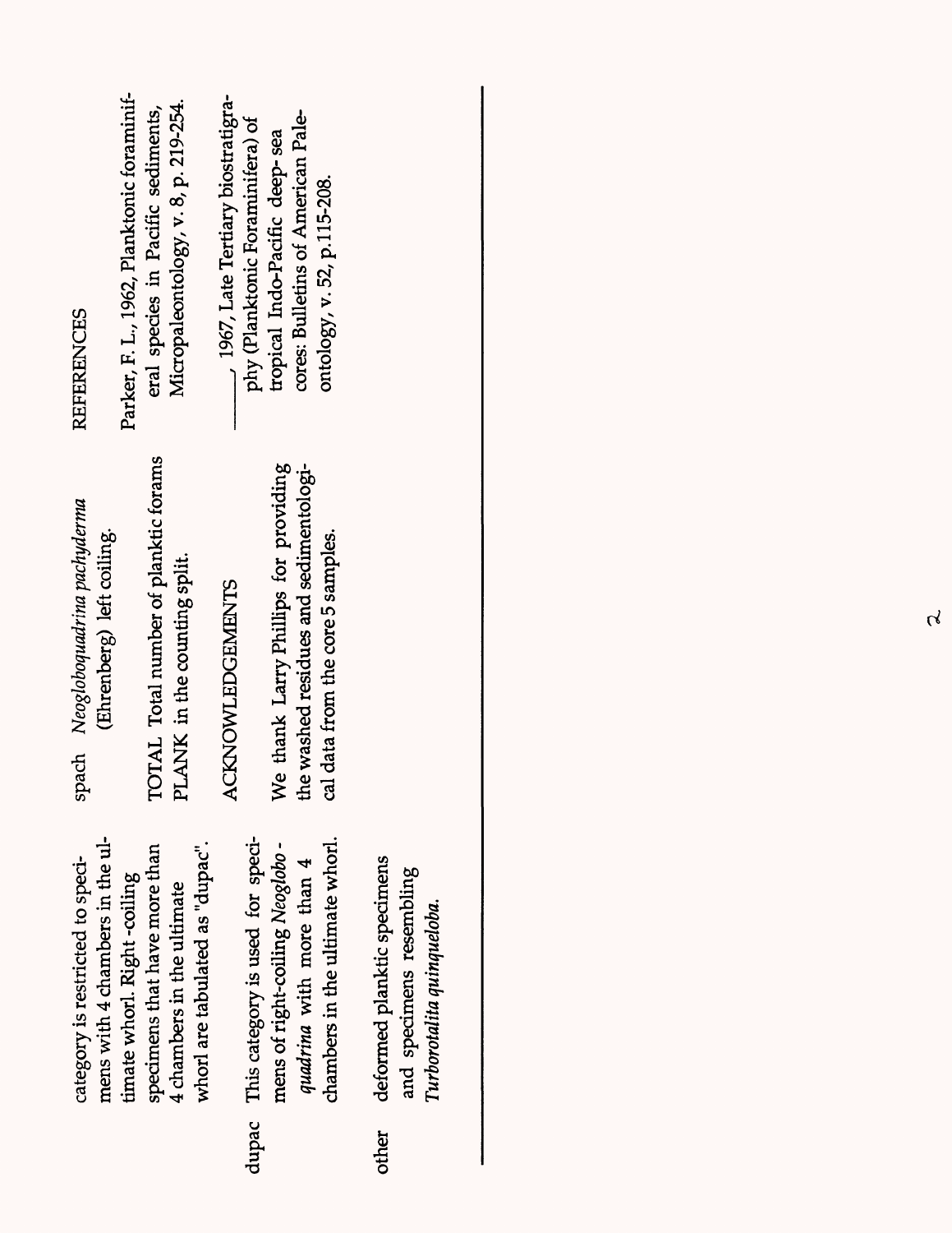category is restricted to specimens with 4 chambers in the ultimate whorl. Right-coiling specimens that have more than 4 chambers in the ultimate whorl are tabulated as "dupac".

dupac This category is used for specimens of right-coiling *Neogloboquadrina* with more than 4 chambers in the ultimate whorl.

other deformed planktic specimens and specimens resembling *Turborotalita quinqueloba.*

spach *Neogloboquadrina pachyderma* (Ehrenberg) left coiling.

TOTAL PLANK Total number of planktic forams in the counting split.

## ACKNOWLEDGEMENTS

We thank Larry Phillips for providing the washed residues and sedimentological data from the core 5 samples.

## REFERENCES

Parker, F. L., 1962, Planktonic foraminiferal species in Pacific sediments, Micropaleontology, v. 8, p. 219-254.

______, 1967, Late Tertiary biostratigraphy (Planktonic Foraminifera) of tropical Indo-Pacific deep-sea cores: Bulletins of American Paleontology, v. 52, p.115-208.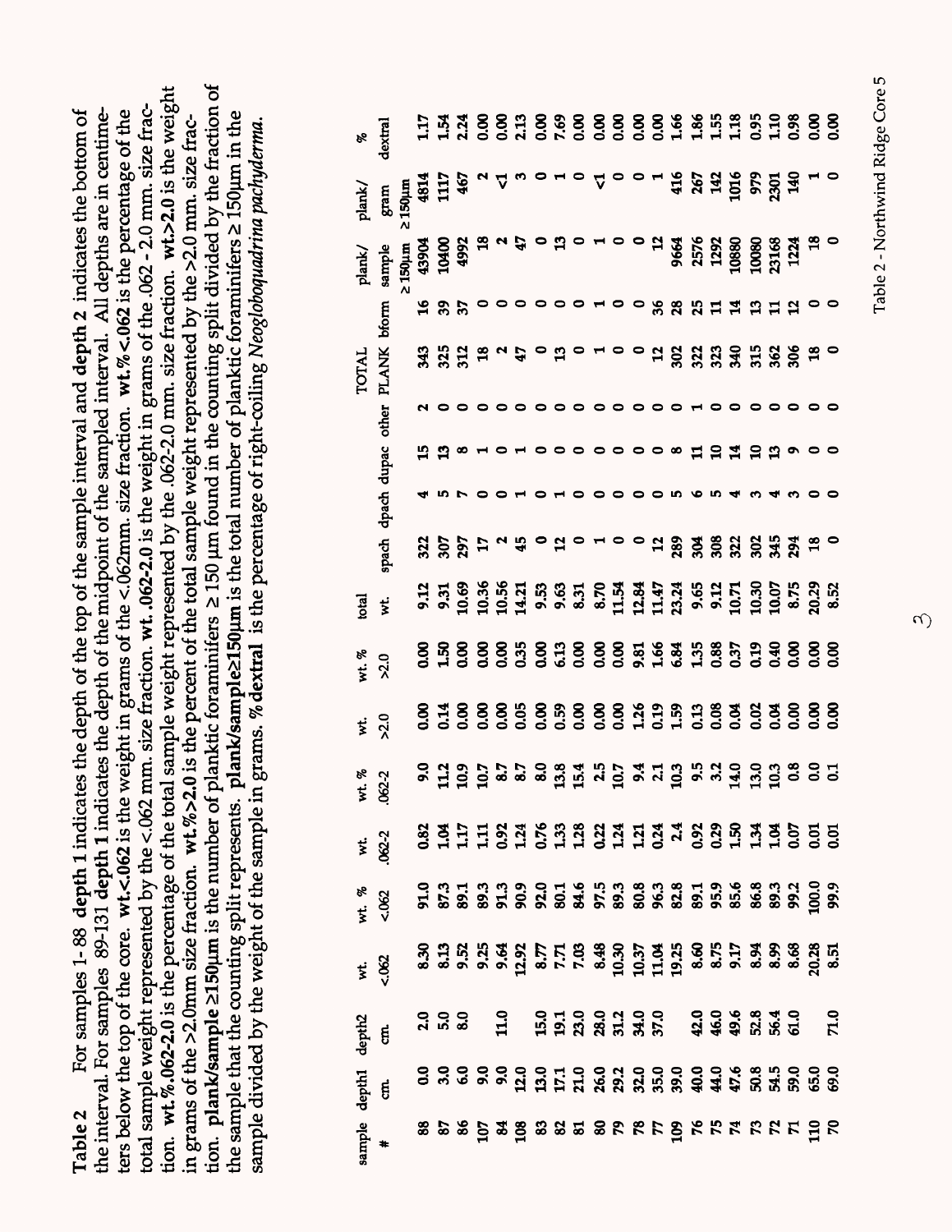**Table 2** For samples 1-88 **depth 1** indicates the depth of the top of the sample interval and **depth 2** indicates the bottom of the interval. For samples 89-131 **depth 1** indicates the depth of the midpoint of the sampled interval. All depths are in centimeters below the top of the core. **wt.<.062** is the weight in grams of the <.062mm. size fraction. **wt.% <.062** is the percentage of the total sample weight represented by the <.062 mm. size fraction. **wt. .062-2.0** is the weight in grams of the .062 - 2.0 mm. size fraction. **wt.%.062-2.0** is the percentage of the total sample weight represented by the .062-2.0 mm. size fraction. **wt.>2.0** is the weight in grams of the >2.0mm size fraction. **wt.%>2.0** is the percent of the total sample weight represented by the >2.0 mm. size fraction. **plank/sample ≥150µm** is the number of planktic foraminifers ≥ 150 µm found in the counting split divided by the fraction of the sample that the counting split represents. **plank/sample≥150µm** is the total number of planktic foraminifers ≥ 150µm in the sample divided by the weight of the sample in grams. **% dextral** is the percentage of right-coiling *Neogloboquadrina pachyderma.*

| sample # | depth1 cm. | depth2 cm. | wt. <.062 | wt. % <.062 | wt. .062-2 | wt. % .062-2 | wt. >2.0 | wt. % >2.0 | total wt. | spach | dpach | dupac | other | TOTAL PLANK | bform | plank/ sample ≥150µm | plank/ gram ≥150µm | % dextral |
|---|---|---|---|---|---|---|---|---|---|---|---|---|---|---|---|---|---|---|
| 88 | 0.0 | 2.0 | 8.30 | 91.0 | 0.82 | 9.0 | 0.00 | 0.00 | 9.12 | 322 | 4 | 15 | 2 | 343 | 16 | 43904 | 4814 | 1.17 |
| 87 | 3.0 | 5.0 | 8.13 | 87.3 | 1.04 | 11.2 | 0.14 | 1.50 | 9.31 | 307 | 5 | 13 | 0 | 325 | 39 | 10400 | 1117 | 1.54 |
| 86 | 6.0 | 8.0 | 9.52 | 89.1 | 1.17 | 10.9 | 0.00 | 0.00 | 10.69 | 297 | 7 | 8 | 0 | 312 | 37 | 4992 | 467 | 2.24 |
| 107 | 9.0 | | 9.25 | 89.3 | 1.11 | 10.7 | 0.00 | 0.00 | 10.36 | 17 | 0 | 1 | 0 | 18 | 0 | 18 | 2 | 0.00 |
| 84 | 9.0 | 11.0 | 9.64 | 91.3 | 0.92 | 8.7 | 0.00 | 0.00 | 10.56 | 2 | 0 | 0 | 0 | 2 | 0 | 2 | <1 | 0.00 |
| 108 | 12.0 | | 12.92 | 90.9 | 1.24 | 8.7 | 0.05 | 0.35 | 14.21 | 45 | 1 | 1 | 0 | 47 | 0 | 47 | 3 | 2.13 |
| 83 | 13.0 | 15.0 | 8.77 | 92.0 | 0.76 | 8.0 | 0.00 | 0.00 | 9.53 | 0 | 0 | 0 | 0 | 0 | 0 | 0 | 0 | 0.00 |
| 82 | 17.1 | 19.1 | 7.71 | 80.1 | 1.33 | 13.8 | 0.59 | 6.13 | 9.63 | 12 | 1 | 0 | 0 | 13 | 0 | 13 | 1 | 7.69 |
| 81 | 21.0 | 23.0 | 7.03 | 84.6 | 1.28 | 15.4 | 0.00 | 0.00 | 8.31 | 0 | 0 | 0 | 0 | 0 | 0 | 0 | 0 | 0.00 |
| 80 | 26.0 | 28.0 | 8.48 | 97.5 | 0.22 | 2.5 | 0.00 | 0.00 | 8.70 | 1 | 0 | 0 | 0 | 1 | 1 | 1 | <1 | 0.00 |
| 79 | 29.2 | 31.2 | 10.30 | 89.3 | 1.24 | 10.7 | 0.00 | 0.00 | 11.54 | 0 | 0 | 0 | 0 | 0 | 0 | 0 | 0 | 0.00 |
| 78 | 32.0 | 34.0 | 10.37 | 80.8 | 1.21 | 9.4 | 1.26 | 9.81 | 12.84 | 0 | 0 | 0 | 0 | 0 | 0 | 0 | 0 | 0.00 |
| 77 | 35.0 | 37.0 | 11.04 | 96.3 | 0.24 | 2.1 | 0.19 | 1.66 | 11.47 | 12 | 0 | 0 | 0 | 12 | 36 | 12 | 1 | 0.00 |
| 109 | 39.0 | | 19.25 | 82.8 | 2.4 | 10.3 | 1.59 | 6.84 | 23.24 | 289 | 5 | 8 | 0 | 302 | 28 | 9664 | 416 | 1.66 |
| 76 | 40.0 | 42.0 | 8.60 | 89.1 | 0.92 | 9.5 | 0.13 | 1.35 | 9.65 | 304 | 6 | 11 | 1 | 322 | 25 | 2576 | 267 | 1.86 |
| 75 | 44.0 | 46.0 | 8.75 | 95.9 | 0.29 | 3.2 | 0.08 | 0.88 | 9.12 | 308 | 5 | 10 | 0 | 323 | 11 | 1292 | 142 | 1.55 |
| 74 | 47.6 | 49.6 | 9.17 | 85.6 | 1.50 | 14.0 | 0.04 | 0.37 | 10.71 | 322 | 4 | 14 | 0 | 340 | 14 | 10880 | 1016 | 1.18 |
| 73 | 50.8 | 52.8 | 8.94 | 86.8 | 1.34 | 13.0 | 0.02 | 0.19 | 10.30 | 302 | 3 | 10 | 0 | 315 | 13 | 10080 | 979 | 0.95 |
| 72 | 54.5 | 56.4 | 8.99 | 89.3 | 1.04 | 10.3 | 0.04 | 0.40 | 10.07 | 345 | 4 | 13 | 0 | 362 | 11 | 23168 | 2301 | 1.10 |
| 71 | 59.0 | 61.0 | 8.68 | 99.2 | 0.07 | 0.8 | 0.00 | 0.00 | 8.75 | 294 | 3 | 9 | 0 | 306 | 12 | 1224 | 140 | 0.98 |
| 110 | 65.0 | | 20.28 | 100.0 | 0.01 | 0.0 | 0.00 | 0.00 | 20.29 | 18 | 0 | 0 | 0 | 18 | 0 | 18 | 1 | 0.00 |
| 70 | 69.0 | 71.0 | 8.51 | 99.9 | 0.01 | 0.1 | 0.00 | 0.00 | 8.52 | 0 | 0 | 0 | 0 | 0 | 0 | 0 | 0 | 0.00 |

Table 2 - Northwind Ridge Core 5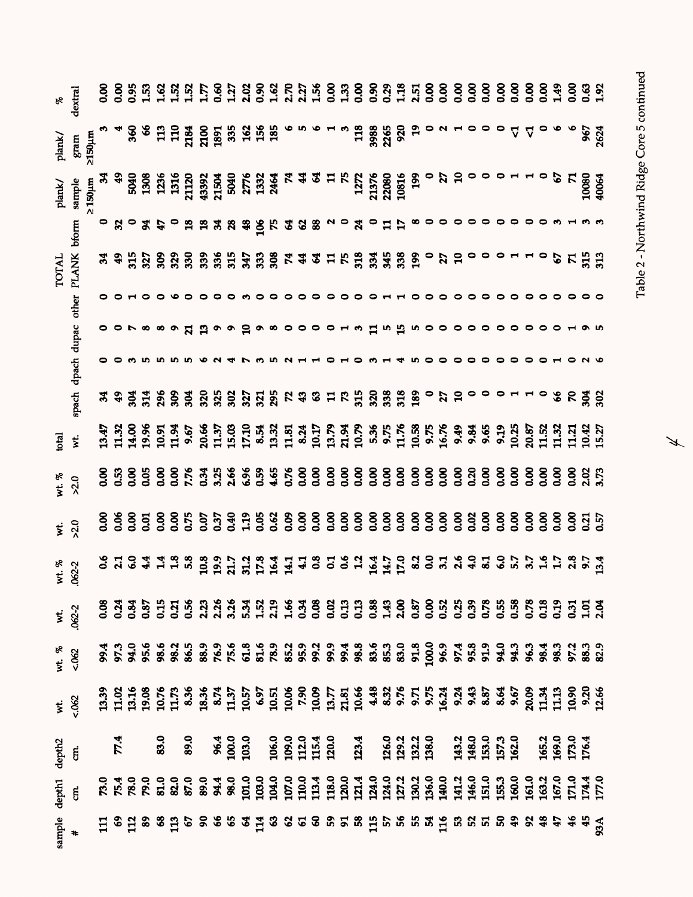| sample # | depth1 cm. | depth2 cm. | wt. <.062 | wt. % <.062 | wt. .062-2 | wt. % .062-2 | wt. >2.0 | wt. % >2.0 | total wt. | spach | dpach | dupac | other | TOTAL PLANK | bform | plank/ sample ≥150µm | plank/ gram ≥150µm | % dextral |
|---|---|---|---|---|---|---|---|---|---|---|---|---|---|---|---|---|---|---|
| 111 | 73.0 | | 13.39 | 99.4 | 0.08 | 0.6 | 0.00 | 0.00 | 13.47 | 34 | 0 | 0 | 0 | 34 | 0 | 34 | 3 | 0.00 |
| 69 | 75.4 | 77.4 | 11.02 | 97.3 | 0.24 | 2.1 | 0.06 | 0.53 | 11.32 | 49 | 0 | 0 | 0 | 49 | 32 | 49 | 4 | 0.00 |
| 112 | 78.0 | | 13.16 | 94.0 | 0.84 | 6.0 | 0.00 | 0.00 | 14.00 | 304 | 3 | 7 | 1 | 315 | 0 | 5040 | 360 | 0.95 |
| 89 | 79.0 | | 19.08 | 95.6 | 0.87 | 4.4 | 0.01 | 0.05 | 19.96 | 314 | 5 | 8 | 0 | 327 | 94 | 1308 | 66 | 1.53 |
| 68 | 81.0 | 83.0 | 10.76 | 98.6 | 0.15 | 1.4 | 0.00 | 0.00 | 10.91 | 296 | 5 | 8 | 0 | 309 | 47 | 1236 | 113 | 1.62 |
| 113 | 82.0 | | 11.73 | 98.2 | 0.21 | 1.8 | 0.00 | 0.00 | 11.94 | 309 | 5 | 9 | 6 | 329 | 0 | 1316 | 110 | 1.52 |
| 67 | 87.0 | 89.0 | 8.36 | 86.5 | 0.56 | 5.8 | 0.75 | 7.76 | 9.67 | 304 | 5 | 21 | 0 | 330 | 18 | 21120 | 2184 | 1.52 |
| 90 | 89.0 | | 18.36 | 88.9 | 2.23 | 10.8 | 0.07 | 0.34 | 20.66 | 320 | 6 | 13 | 0 | 339 | 18 | 43392 | 2100 | 1.77 |
| 66 | 94.4 | 96.4 | 8.74 | 76.9 | 2.26 | 19.9 | 0.37 | 3.25 | 11.37 | 325 | 2 | 9 | 0 | 336 | 34 | 21504 | 1891 | 0.60 |
| 65 | 98.0 | 100.0 | 11.37 | 75.6 | 3.26 | 21.7 | 0.40 | 2.66 | 15.03 | 302 | 4 | 9 | 0 | 315 | 28 | 5040 | 335 | 1.27 |
| 64 | 101.0 | 103.0 | 10.57 | 61.8 | 5.34 | 31.2 | 1.19 | 6.96 | 17.10 | 327 | 7 | 10 | 3 | 347 | 48 | 2776 | 162 | 2.02 |
| 114 | 103.0 | | 6.97 | 81.6 | 1.52 | 17.8 | 0.05 | 0.59 | 8.54 | 321 | 3 | 9 | 0 | 333 | 106 | 1332 | 156 | 0.90 |
| 63 | 104.0 | 106.0 | 10.51 | 78.9 | 2.19 | 16.4 | 0.62 | 4.65 | 13.32 | 295 | 5 | 8 | 0 | 308 | 75 | 2464 | 185 | 1.62 |
| 62 | 107.0 | 109.0 | 10.06 | 85.2 | 1.66 | 14.1 | 0.09 | 0.76 | 11.81 | 72 | 2 | 0 | 0 | 74 | 64 | 74 | 6 | 2.70 |
| 61 | 110.0 | 112.0 | 7.90 | 95.9 | 0.34 | 4.1 | 0.00 | 0.00 | 8.24 | 43 | 1 | 0 | 0 | 44 | 62 | 44 | 5 | 2.27 |
| 60 | 113.4 | 115.4 | 10.09 | 99.2 | 0.08 | 0.8 | 0.00 | 0.00 | 10.17 | 63 | 1 | 0 | 0 | 64 | 88 | 64 | 6 | 1.56 |
| 59 | 118.0 | 120.0 | 13.77 | 99.9 | 0.02 | 0.1 | 0.00 | 0.00 | 13.79 | 11 | 0 | 0 | 0 | 11 | 2 | 11 | 1 | 0.00 |
| 91 | 120.0 | | 21.81 | 99.4 | 0.13 | 0.6 | 0.00 | 0.00 | 21.94 | 73 | 1 | 1 | 0 | 75 | 0 | 75 | 3 | 1.33 |
| 58 | 121.4 | 123.4 | 10.66 | 98.8 | 0.13 | 1.2 | 0.00 | 0.00 | 10.79 | 315 | 0 | 3 | 0 | 318 | 24 | 1272 | 118 | 0.00 |
| 115 | 124.0 | | 4.48 | 83.6 | 0.88 | 16.4 | 0.00 | 0.00 | 5.36 | 320 | 3 | 11 | 0 | 334 | 0 | 21376 | 3988 | 0.90 |
| 57 | 124.0 | 126.0 | 8.32 | 85.3 | 1.43 | 14.7 | 0.00 | 0.00 | 9.75 | 338 | 1 | 5 | 1 | 345 | 11 | 22080 | 2265 | 0.29 |
| 56 | 127.2 | 129.2 | 9.76 | 83.0 | 2.00 | 17.0 | 0.00 | 0.00 | 11.76 | 318 | 4 | 15 | 1 | 338 | 17 | 10816 | 920 | 1.18 |
| 55 | 130.2 | 132.2 | 9.71 | 91.8 | 0.87 | 8.2 | 0.00 | 0.00 | 10.58 | 189 | 5 | 5 | 0 | 199 | 8 | 199 | 19 | 2.51 |
| 54 | 136.0 | 138.0 | 9.75 | 100.0 | 0.00 | 0.0 | 0.00 | 0.00 | 9.75 | 0 | 0 | 0 | 0 | 0 | 0 | 0 | 0 | 0.00 |
| 116 | 140.0 | | 16.24 | 96.9 | 0.52 | 3.1 | 0.00 | 0.00 | 16.76 | 27 | 0 | 0 | 0 | 27 | 0 | 27 | 2 | 0.00 |
| 53 | 141.2 | 143.2 | 9.24 | 97.4 | 0.25 | 2.6 | 0.00 | 0.00 | 9.49 | 10 | 0 | 0 | 0 | 10 | 0 | 10 | 1 | 0.00 |
| 52 | 146.0 | 148.0 | 9.43 | 95.8 | 0.39 | 4.0 | 0.02 | 0.20 | 9.84 | 0 | 0 | 0 | 0 | 0 | 0 | 0 | 0 | 0.00 |
| 51 | 151.0 | 153.0 | 8.87 | 91.9 | 0.78 | 8.1 | 0.00 | 0.00 | 9.65 | 0 | 0 | 0 | 0 | 0 | 0 | 0 | 0 | 0.00 |
| 50 | 155.3 | 157.3 | 8.64 | 94.0 | 0.55 | 6.0 | 0.00 | 0.00 | 9.19 | 0 | 0 | 0 | 0 | 0 | 0 | 0 | 0 | 0.00 |
| 49 | 160.0 | 162.0 | 9.67 | 94.3 | 0.58 | 5.7 | 0.00 | 0.00 | 10.25 | 1 | 0 | 0 | 0 | 1 | 0 | 1 | <1 | 0.00 |
| 92 | 161.0 | | 20.09 | 96.3 | 0.78 | 3.7 | 0.00 | 0.00 | 20.87 | 1 | 0 | 0 | 0 | 1 | 0 | 1 | <1 | 0.00 |
| 48 | 163.2 | 165.2 | 11.34 | 98.4 | 0.18 | 1.6 | 0.00 | 0.00 | 11.52 | 0 | 0 | 0 | 0 | 0 | 0 | 0 | 0 | 0.00 |
| 47 | 167.0 | 169.0 | 11.13 | 98.3 | 0.19 | 1.7 | 0.00 | 0.00 | 11.32 | 66 | 1 | 0 | 0 | 67 | 3 | 67 | 6 | 1.49 |
| 46 | 171.0 | 173.0 | 10.90 | 97.2 | 0.31 | 2.8 | 0.00 | 0.00 | 11.21 | 70 | 0 | 1 | 0 | 71 | 1 | 71 | 6 | 0.00 |
| 45 | 174.4 | 176.4 | 9.20 | 88.3 | 1.01 | 9.7 | 0.21 | 2.02 | 10.42 | 304 | 2 | 9 | 0 | 315 | 3 | 10080 | 967 | 0.63 |
| 93A | 177.0 | | 12.66 | 82.9 | 2.04 | 13.4 | 0.57 | 3.73 | 15.27 | 302 | 6 | 5 | 0 | 313 | 3 | 40064 | 2624 | 1.92 |

Table 2 - Northwind Ridge Core 5 continued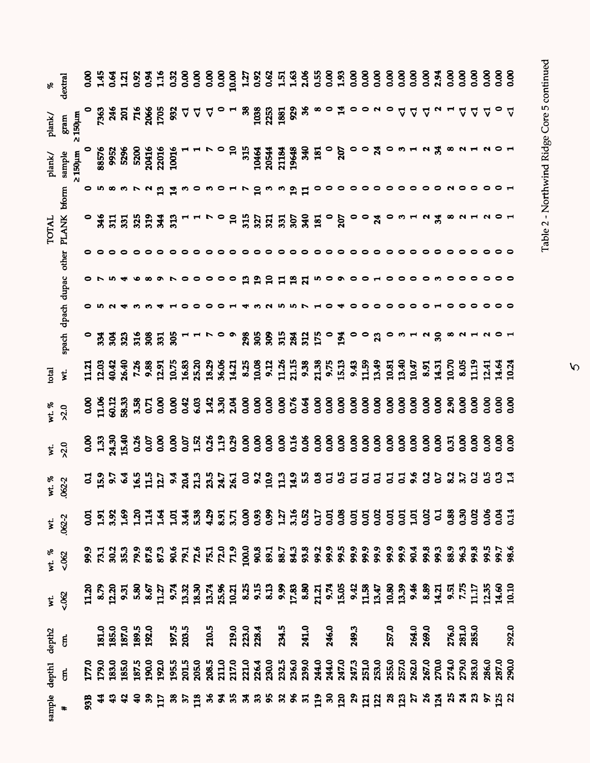| sample # | depth1 cm. | depth2 cm. | wt. <.062 | wt. % <.062 | wt. .062-2 | wt. % .062-2 | wt. >2.0 | wt. % >2.0 | total wt. | spach | dpach | dupac | other | TOTAL PLANK | bform | plank/ sample ≥150µm | plank/ gram ≥150µm | % dextral |
|---|---|---|---|---|---|---|---|---|---|---|---|---|---|---|---|---|---|---|
| 93B | 177.0 | | 11.20 | 99.9 | 0.01 | 0.1 | 0.00 | 0.00 | 11.21 | 0 | 0 | 0 | 0 | 0 | 0 | 0 | 0 | 0.00 |
| 44 | 179.0 | 181.0 | 8.79 | 73.1 | 1.91 | 15.9 | 1.33 | 11.06 | 12.03 | 334 | 5 | 7 | 0 | 346 | 5 | 88576 | 7363 | 1.45 |
| 43 | 183.0 | 185.0 | 12.20 | 30.2 | 3.92 | 9.7 | 24.30 | 60.12 | 40.42 | 304 | 2 | 5 | 0 | 311 | 8 | 9952 | 246 | 0.64 |
| 42 | 185.0 | 187.0 | 9.31 | 35.3 | 1.69 | 6.4 | 15.40 | 58.33 | 26.40 | 323 | 4 | 4 | 0 | 331 | 3 | 5296 | 201 | 1.21 |
| 40 | 187.5 | 189.5 | 5.80 | 79.9 | 1.20 | 16.5 | 0.26 | 3.58 | 7.26 | 316 | 3 | 6 | 0 | 325 | 7 | 5200 | 716 | 0.92 |
| 39 | 190.0 | 192.0 | 8.67 | 87.8 | 1.14 | 11.5 | 0.07 | 0.71 | 9.88 | 308 | 3 | 8 | 0 | 319 | 2 | 20416 | 2066 | 0.94 |
| 117 | 192.0 | | 11.27 | 87.3 | 1.64 | 12.7 | 0.00 | 0.00 | 12.91 | 331 | 4 | 9 | 0 | 344 | 13 | 22016 | 1705 | 1.16 |
| 38 | 195.5 | 197.5 | 9.74 | 90.6 | 1.01 | 9.4 | 0.00 | 0.00 | 10.75 | 305 | 1 | 7 | 0 | 313 | 14 | 10016 | 932 | 0.32 |
| 37 | 201.5 | 203.5 | 13.32 | 79.1 | 3.44 | 20.4 | 0.07 | 0.42 | 16.83 | 1 | 0 | 0 | 0 | 1 | 3 | 1 | <1 | 0.00 |
| 118 | 205.0 | | 18.30 | 72.6 | 5.38 | 21.3 | 1.52 | 6.03 | 25.20 | 1 | 0 | 0 | 0 | 1 | 0 | 1 | <1 | 0.00 |
| 36 | 208.5 | 210.5 | 13.74 | 75.1 | 4.29 | 23.5 | 0.26 | 1.42 | 18.29 | 7 | 0 | 0 | 0 | 7 | 3 | 7 | <1 | 0.00 |
| 94 | 211.0 | | 25.96 | 72.0 | 8.91 | 24.7 | 1.19 | 3.30 | 36.06 | 0 | 0 | 0 | 0 | 0 | 0 | 0 | 0 | 0.00 |
| 35 | 217.0 | 219.0 | 10.21 | 71.9 | 3.71 | 26.1 | 0.29 | 2.04 | 14.21 | 9 | 1 | 0 | 0 | 10 | 1 | 10 | 1 | 10.00 |
| 34 | 221.0 | 223.0 | 8.25 | 100.0 | 0.00 | 0.0 | 0.00 | 0.00 | 8.25 | 298 | 4 | 13 | 0 | 315 | 7 | 315 | 38 | 1.27 |
| 33 | 226.4 | 228.4 | 9.15 | 90.8 | 0.93 | 9.2 | 0.00 | 0.00 | 10.08 | 305 | 3 | 19 | 0 | 327 | 10 | 10464 | 1038 | 0.92 |
| 95 | 230.0 | | 8.13 | 89.1 | 0.99 | 10.9 | 0.00 | 0.00 | 9.12 | 309 | 2 | 10 | 0 | 321 | 3 | 20544 | 2253 | 0.62 |
| 32 | 232.5 | 234.5 | 9.99 | 88.7 | 1.27 | 11.3 | 0.00 | 0.00 | 11.26 | 315 | 5 | 11 | 0 | 331 | 3 | 21184 | 1881 | 1.51 |
| 96 | 236.0 | | 17.83 | 84.3 | 3.16 | 14.9 | 0.16 | 0.76 | 21.15 | 284 | 5 | 18 | 0 | 307 | 19 | 19648 | 929 | 1.63 |
| 31 | 239.0 | 241.0 | 8.80 | 93.8 | 0.52 | 5.5 | 0.06 | 0.64 | 9.38 | 312 | 7 | 21 | 0 | 340 | 11 | 340 | 36 | 2.06 |
| 119 | 244.0 | | 21.21 | 99.2 | 0.17 | 0.8 | 0.00 | 0.00 | 21.38 | 175 | 1 | 5 | 0 | 181 | 0 | 181 | 8 | 0.55 |
| 30 | 244.0 | 246.0 | 9.74 | 99.9 | 0.01 | 0.1 | 0.00 | 0.00 | 9.75 | 0 | 0 | 0 | 0 | 0 | 0 | 0 | 0 | 0.00 |
| 120 | 247.0 | | 15.05 | 99.5 | 0.08 | 0.5 | 0.00 | 0.00 | 15.13 | 194 | 4 | 9 | 0 | 207 | 0 | 207 | 14 | 1.93 |
| 29 | 247.3 | 249.3 | 9.42 | 99.9 | 0.01 | 0.1 | 0.00 | 0.00 | 9.43 | 0 | 0 | 0 | 0 | 0 | 0 | 0 | 0 | 0.00 |
| 121 | 251.0 | | 11.58 | 99.9 | 0.01 | 0.1 | 0.00 | 0.00 | 11.59 | 0 | 0 | 0 | 0 | 0 | 0 | 0 | 0 | 0.00 |
| 122 | 253.0 | | 13.47 | 99.9 | 0.02 | 0.1 | 0.00 | 0.00 | 13.49 | 23 | 0 | 1 | 0 | 24 | 0 | 24 | 2 | 0.00 |
| 28 | 255.0 | 257.0 | 10.80 | 99.9 | 0.01 | 0.1 | 0.00 | 0.00 | 10.81 | 0 | 0 | 0 | 0 | 0 | 0 | 0 | 0 | 0.00 |
| 123 | 257.0 | | 13.39 | 99.9 | 0.01 | 0.1 | 0.00 | 0.00 | 13.40 | 3 | 0 | 0 | 0 | 3 | 0 | 3 | <1 | 0.00 |
| 27 | 262.0 | 264.0 | 9.46 | 90.4 | 1.01 | 9.6 | 0.00 | 0.00 | 10.47 | 1 | 0 | 0 | 0 | 1 | 0 | 1 | <1 | 0.00 |
| 26 | 267.0 | 269.0 | 8.89 | 99.8 | 0.02 | 0.2 | 0.00 | 0.00 | 8.91 | 2 | 0 | 0 | 0 | 2 | 0 | 2 | <1 | 0.00 |
| 124 | 270.0 | | 14.21 | 99.3 | 0.1 | 0.7 | 0.00 | 0.00 | 14.31 | 30 | 1 | 3 | 0 | 34 | 0 | 34 | 2 | 2.94 |
| 25 | 274.0 | 276.0 | 9.51 | 88.9 | 0.88 | 8.2 | 0.31 | 2.90 | 10.70 | 8 | 0 | 0 | 0 | 8 | 2 | 8 | 1 | 0.00 |
| 24 | 279.0 | 281.0 | 7.75 | 96.3 | 0.30 | 3.7 | 0.00 | 0.00 | 8.05 | 2 | 0 | 0 | 0 | 2 | 0 | 2 | <1 | 0.00 |
| 23 | 283.0 | 285.0 | 11.17 | 99.8 | 0.02 | 0.2 | 0.00 | 0.00 | 11.19 | 1 | 0 | 0 | 0 | 1 | 0 | 1 | <1 | 0.00 |
| 97 | 286.0 | | 12.35 | 99.5 | 0.06 | 0.5 | 0.00 | 0.00 | 12.41 | 2 | 0 | 0 | 0 | 2 | 0 | 2 | <1 | 0.00 |
| 125 | 287.0 | | 14.60 | 99.7 | 0.04 | 0.3 | 0.00 | 0.00 | 14.64 | 0 | 0 | 0 | 0 | 0 | 0 | 0 | 0 | 0.00 |
| 22 | 290.0 | 292.0 | 10.10 | 98.6 | 0.14 | 1.4 | 0.00 | 0.00 | 10.24 | 1 | 0 | 0 | 0 | 1 | 1 | 1 | <1 | 0.00 |

Table 2 - Northwind Ridge Core 5 continued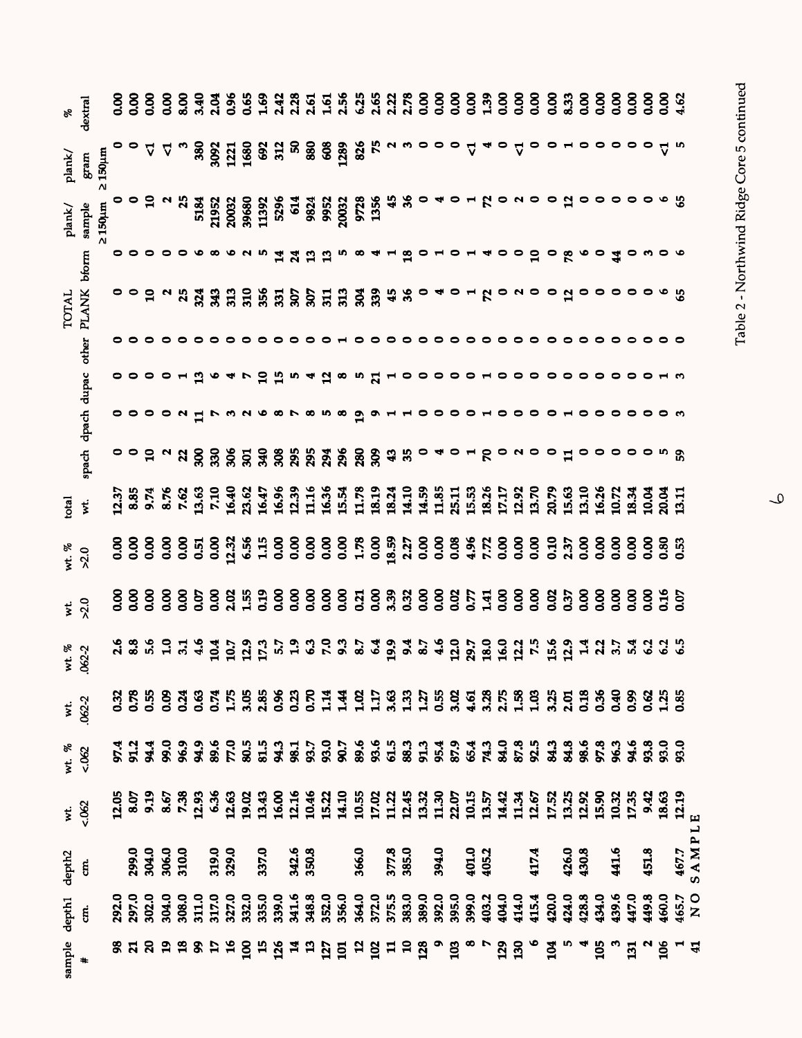| sample # | depth1 cm. | depth2 cm. | wt. <.062 | wt. % <.062 | wt. .062-2 | wt. % .062-2 | wt. >2.0 | wt. % >2.0 | total wt. | spach | dpach | dupac | other | TOTAL PLANK | bform | plank/ sample ≥150µm | plank/ gram ≥150µm | % dextral |
|---|---|---|---|---|---|---|---|---|---|---|---|---|---|---|---|---|---|---|
| 98 | 292.0 | | 12.05 | 97.4 | 0.32 | 2.6 | 0.00 | 0.00 | 12.37 | 0 | 0 | 0 | 0 | 0 | 0 | 0 | 0 | 0.00 |
| 21 | 297.0 | 299.0 | 8.07 | 91.2 | 0.78 | 8.8 | 0.00 | 0.00 | 8.85 | 0 | 0 | 0 | 0 | 0 | 0 | 0 | 0 | 0.00 |
| 20 | 302.0 | 304.0 | 9.19 | 94.4 | 0.55 | 5.6 | 0.00 | 0.00 | 9.74 | 10 | 0 | 0 | 0 | 10 | 0 | 10 | <1 | 0.00 |
| 19 | 304.0 | 306.0 | 8.67 | 99.0 | 0.09 | 1.0 | 0.00 | 0.00 | 8.76 | 2 | 0 | 0 | 0 | 2 | 0 | 2 | <1 | 0.00 |
| 18 | 308.0 | 310.0 | 7.38 | 96.9 | 0.24 | 3.1 | 0.00 | 0.00 | 7.62 | 22 | 2 | 1 | 0 | 25 | 0 | 25 | 3 | 8.00 |
| 99 | 311.0 | | 12.93 | 94.9 | 0.63 | 4.6 | 0.07 | 0.51 | 13.63 | 300 | 11 | 13 | 0 | 324 | 6 | 5184 | 380 | 3.40 |
| 17 | 317.0 | 319.0 | 6.36 | 89.6 | 0.74 | 10.4 | 0.00 | 0.00 | 7.10 | 330 | 7 | 6 | 0 | 343 | 8 | 21952 | 3092 | 2.04 |
| 16 | 327.0 | 329.0 | 12.63 | 77.0 | 1.75 | 10.7 | 2.02 | 12.32 | 16.40 | 306 | 3 | 4 | 0 | 313 | 6 | 20032 | 1221 | 0.96 |
| 100 | 332.0 | | 19.02 | 80.5 | 3.05 | 12.9 | 1.55 | 6.56 | 23.62 | 301 | 2 | 7 | 0 | 310 | 2 | 39680 | 1680 | 0.65 |
| 15 | 335.0 | 337.0 | 13.43 | 81.5 | 2.85 | 17.3 | 0.19 | 1.15 | 16.47 | 340 | 6 | 10 | 0 | 356 | 5 | 11392 | 692 | 1.69 |
| 126 | 339.0 | | 16.00 | 94.3 | 0.96 | 5.7 | 0.00 | 0.00 | 16.96 | 308 | 8 | 15 | 0 | 331 | 14 | 5296 | 312 | 2.42 |
| 14 | 341.6 | 342.6 | 12.16 | 98.1 | 0.23 | 1.9 | 0.00 | 0.00 | 12.39 | 295 | 7 | 5 | 0 | 307 | 24 | 614 | 50 | 2.28 |
| 13 | 348.8 | 350.8 | 10.46 | 93.7 | 0.70 | 6.3 | 0.00 | 0.00 | 11.16 | 295 | 8 | 4 | 0 | 307 | 13 | 9824 | 880 | 2.61 |
| 127 | 352.0 | | 15.22 | 93.0 | 1.14 | 7.0 | 0.00 | 0.00 | 16.36 | 294 | 5 | 12 | 0 | 311 | 13 | 9952 | 608 | 1.61 |
| 101 | 356.0 | | 14.10 | 90.7 | 1.44 | 9.3 | 0.00 | 0.00 | 15.54 | 296 | 8 | 8 | 1 | 313 | 5 | 20032 | 1289 | 2.56 |
| 12 | 364.0 | 366.0 | 10.55 | 89.6 | 1.02 | 8.7 | 0.21 | 1.78 | 11.78 | 280 | 19 | 5 | 0 | 304 | 8 | 9728 | 826 | 6.25 |
| 102 | 372.0 | | 17.02 | 93.6 | 1.17 | 6.4 | 0.00 | 0.00 | 18.19 | 309 | 9 | 21 | 0 | 339 | 4 | 1356 | 75 | 2.65 |
| 11 | 375.5 | 377.8 | 11.22 | 61.5 | 3.63 | 19.9 | 3.39 | 18.59 | 18.24 | 43 | 1 | 1 | 0 | 45 | 1 | 45 | 2 | 2.22 |
| 10 | 383.0 | 385.0 | 12.45 | 88.3 | 1.33 | 9.4 | 0.32 | 2.27 | 14.10 | 35 | 1 | 0 | 0 | 36 | 18 | 36 | 3 | 2.78 |
| 128 | 389.0 | | 13.32 | 91.3 | 1.27 | 8.7 | 0.00 | 0.00 | 14.59 | 0 | 0 | 0 | 0 | 0 | 0 | 0 | 0 | 0.00 |
| 9 | 392.0 | 394.0 | 11.30 | 95.4 | 0.55 | 4.6 | 0.00 | 0.00 | 11.85 | 4 | 0 | 0 | 0 | 4 | 1 | 4 | 0 | 0.00 |
| 103 | 395.0 | | 22.07 | 87.9 | 3.02 | 12.0 | 0.02 | 0.08 | 25.11 | 0 | 0 | 0 | 0 | 0 | 0 | 0 | 0 | 0.00 |
| 8 | 399.0 | 401.0 | 10.15 | 65.4 | 4.61 | 29.7 | 0.77 | 4.96 | 15.53 | 1 | 0 | 0 | 0 | 1 | 1 | 1 | <1 | 0.00 |
| 7 | 403.2 | 405.2 | 13.57 | 74.3 | 3.28 | 18.0 | 1.41 | 7.72 | 18.26 | 70 | 1 | 1 | 0 | 72 | 4 | 72 | 4 | 1.39 |
| 129 | 404.0 | | 14.42 | 84.0 | 2.75 | 16.0 | 0.00 | 0.00 | 17.17 | 0 | 0 | 0 | 0 | 0 | 0 | 0 | 0 | 0.00 |
| 130 | 414.0 | | 11.34 | 87.8 | 1.58 | 12.2 | 0.00 | 0.00 | 12.92 | 2 | 0 | 0 | 0 | 2 | 0 | 2 | <1 | 0.00 |
| 6 | 415.4 | 417.4 | 12.67 | 92.5 | 1.03 | 7.5 | 0.00 | 0.00 | 13.70 | 0 | 0 | 0 | 0 | 0 | 10 | 0 | 0 | 0.00 |
| 104 | 420.0 | | 17.52 | 84.3 | 3.25 | 15.6 | 0.02 | 0.10 | 20.79 | 0 | 0 | 0 | 0 | 0 | 0 | 0 | 0 | 0.00 |
| 5 | 424.0 | 426.0 | 13.25 | 84.8 | 2.01 | 12.9 | 0.37 | 2.37 | 15.63 | 11 | 1 | 0 | 0 | 12 | 78 | 12 | 1 | 8.33 |
| 4 | 428.8 | 430.8 | 12.92 | 98.6 | 0.18 | 1.4 | 0.00 | 0.00 | 13.10 | 0 | 0 | 0 | 0 | 0 | 6 | 0 | 0 | 0.00 |
| 105 | 434.0 | | 15.90 | 97.8 | 0.36 | 2.2 | 0.00 | 0.00 | 16.26 | 0 | 0 | 0 | 0 | 0 | 0 | 0 | 0 | 0.00 |
| 3 | 439.6 | 441.6 | 10.32 | 96.3 | 0.40 | 3.7 | 0.00 | 0.00 | 10.72 | 0 | 0 | 0 | 0 | 0 | 44 | 0 | 0 | 0.00 |
| 131 | 447.0 | | 17.35 | 94.6 | 0.99 | 5.4 | 0.00 | 0.00 | 18.34 | 0 | 0 | 0 | 0 | 0 | 0 | 0 | 0 | 0.00 |
| 2 | 449.8 | 451.8 | 9.42 | 93.8 | 0.62 | 6.2 | 0.00 | 0.00 | 10.04 | 0 | 0 | 0 | 0 | 0 | 3 | 0 | 0 | 0.00 |
| 106 | 460.0 | | 18.63 | 93.0 | 1.25 | 6.2 | 0.16 | 0.80 | 20.04 | 5 | 0 | 1 | 0 | 6 | 0 | 6 | <1 | 0.00 |
| 1 | 465.7 | 467.7 | 12.19 | 93.0 | 0.85 | 6.5 | 0.07 | 0.53 | 13.11 | 59 | 3 | 3 | 0 | 65 | 6 | 65 | 5 | 4.62 |
| 41 | NO SAMPLE | | | | | | | | | | | | | | | | | |

Table 2 - Northwind Ridge Core 5 continued